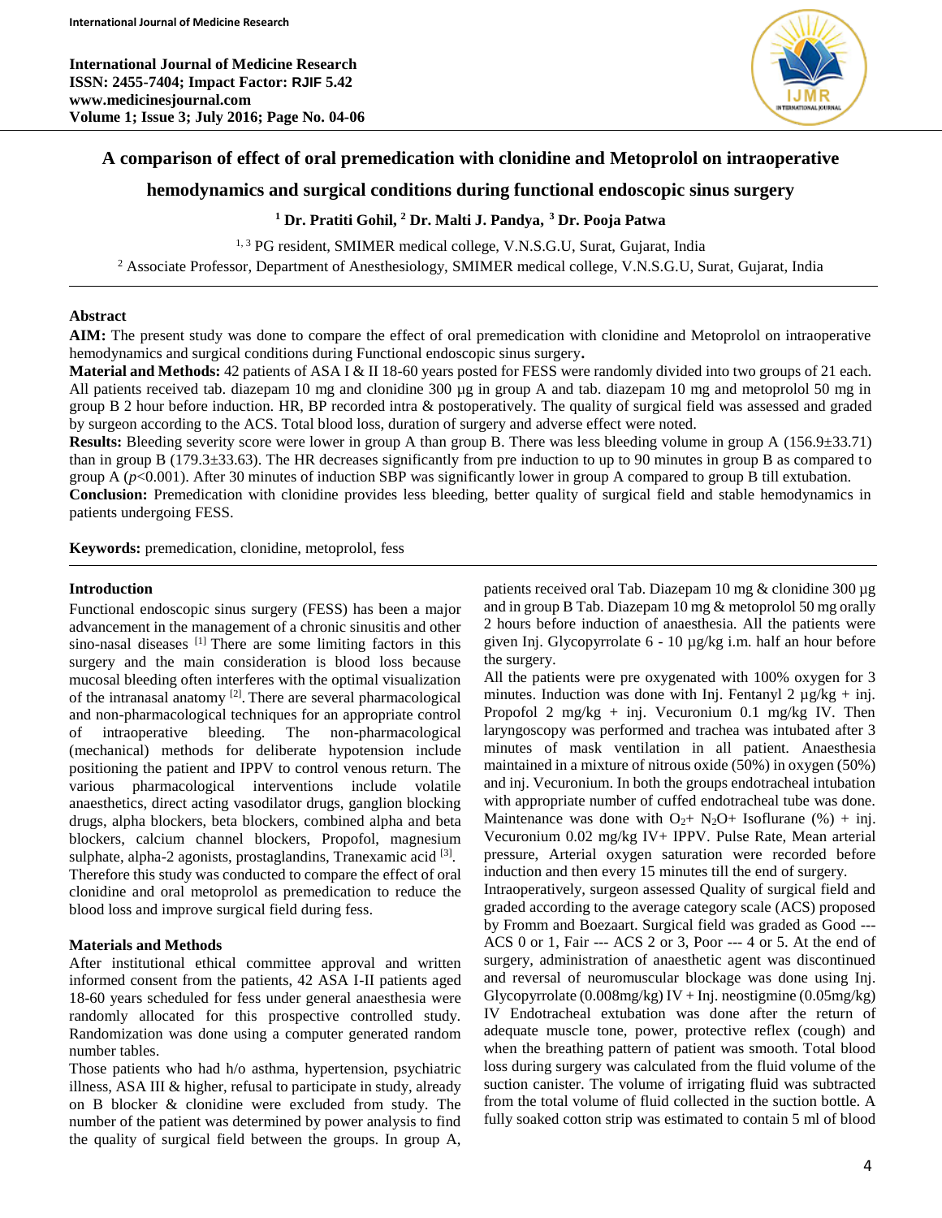# A comparison of effect of oral premedication with clonidine and Metoprolol on intraoperative hemodynamics and surgical conditions during functional endoscopic sinus surgery

**[1] Dr. Pratiti Gohil, [2] Dr. Malti J. Pandya, [3] Dr. Pooja Patwa**

[1, 3] PG resident, SMIMER medical college, V.N.S.G.U, Surat, Gujarat, India

[2] Associate Professor, Department of Anesthesiology, SMIMER medical college, V.N.S.G.U, Surat, Gujarat, India

## Abstract

**AIM:** The present study was done to compare the effect of oral premedication with clonidine and Metoprolol on intraoperative hemodynamics and surgical conditions during Functional endoscopic sinus surgery**.**

**Material and Methods:** 42 patients of ASA I & II 18-60 years posted for FESS were randomly divided into two groups of 21 each. All patients received tab. diazepam 10 mg and clonidine 300 µg in group A and tab. diazepam 10 mg and metoprolol 50 mg in group B 2 hour before induction. HR, BP recorded intra & postoperatively. The quality of surgical field was assessed and graded by surgeon according to the ACS. Total blood loss, duration of surgery and adverse effect were noted.

**Results:** Bleeding severity score were lower in group A than group B. There was less bleeding volume in group A (156.9±33.71) than in group B (179.3±33.63). The HR decreases significantly from pre induction to up to 90 minutes in group B as compared to group A ($p<0.001$). After 30 minutes of induction SBP was significantly lower in group A compared to group B till extubation.

**Conclusion:** Premedication with clonidine provides less bleeding, better quality of surgical field and stable hemodynamics in patients undergoing FESS.

**Keywords:** premedication, clonidine, metoprolol, fess

## Introduction

Functional endoscopic sinus surgery (FESS) has been a major advancement in the management of a chronic sinusitis and other sino-nasal diseases [1] There are some limiting factors in this surgery and the main consideration is blood loss because mucosal bleeding often interferes with the optimal visualization of the intranasal anatomy [2]. There are several pharmacological and non-pharmacological techniques for an appropriate control of intraoperative bleeding. The non-pharmacological (mechanical) methods for deliberate hypotension include positioning the patient and IPPV to control venous return. The various pharmacological interventions include volatile anaesthetics, direct acting vasodilator drugs, ganglion blocking drugs, alpha blockers, beta blockers, combined alpha and beta blockers, calcium channel blockers, Propofol, magnesium sulphate, alpha-2 agonists, prostaglandins, Tranexamic acid [3]. Therefore this study was conducted to compare the effect of oral clonidine and oral metoprolol as premedication to reduce the blood loss and improve surgical field during fess.

## Materials and Methods

After institutional ethical committee approval and written informed consent from the patients, 42 ASA I-II patients aged 18-60 years scheduled for fess under general anaesthesia were randomly allocated for this prospective controlled study. Randomization was done using a computer generated random number tables.

Those patients who had h/o asthma, hypertension, psychiatric illness, ASA III & higher, refusal to participate in study, already on B blocker & clonidine were excluded from study. The number of the patient was determined by power analysis to find the quality of surgical field between the groups. In group A, patients received oral Tab. Diazepam 10 mg & clonidine 300 µg and in group B Tab. Diazepam 10 mg & metoprolol 50 mg orally 2 hours before induction of anaesthesia. All the patients were given Inj. Glycopyrrolate 6 - 10 µg/kg i.m. half an hour before the surgery.

All the patients were pre oxygenated with 100% oxygen for 3 minutes. Induction was done with Inj. Fentanyl 2 µg/kg + inj. Propofol 2 mg/kg + inj. Vecuronium 0.1 mg/kg IV. Then laryngoscopy was performed and trachea was intubated after 3 minutes of mask ventilation in all patient. Anaesthesia maintained in a mixture of nitrous oxide (50%) in oxygen (50%) and inj. Vecuronium. In both the groups endotracheal intubation with appropriate number of cuffed endotracheal tube was done. Maintenance was done with $O_2$+ $N_2O$+ Isoflurane (%) + inj. Vecuronium 0.02 mg/kg IV+ IPPV. Pulse Rate, Mean arterial pressure, Arterial oxygen saturation were recorded before induction and then every 15 minutes till the end of surgery.

Intraoperatively, surgeon assessed Quality of surgical field and graded according to the average category scale (ACS) proposed by Fromm and Boezaart. Surgical field was graded as Good --- ACS 0 or 1, Fair --- ACS 2 or 3, Poor --- 4 or 5. At the end of surgery, administration of anaesthetic agent was discontinued and reversal of neuromuscular blockage was done using Inj. Glycopyrrolate (0.008mg/kg) IV + Inj. neostigmine (0.05mg/kg) IV Endotracheal extubation was done after the return of adequate muscle tone, power, protective reflex (cough) and when the breathing pattern of patient was smooth. Total blood loss during surgery was calculated from the fluid volume of the suction canister. The volume of irrigating fluid was subtracted from the total volume of fluid collected in the suction bottle. A fully soaked cotton strip was estimated to contain 5 ml of blood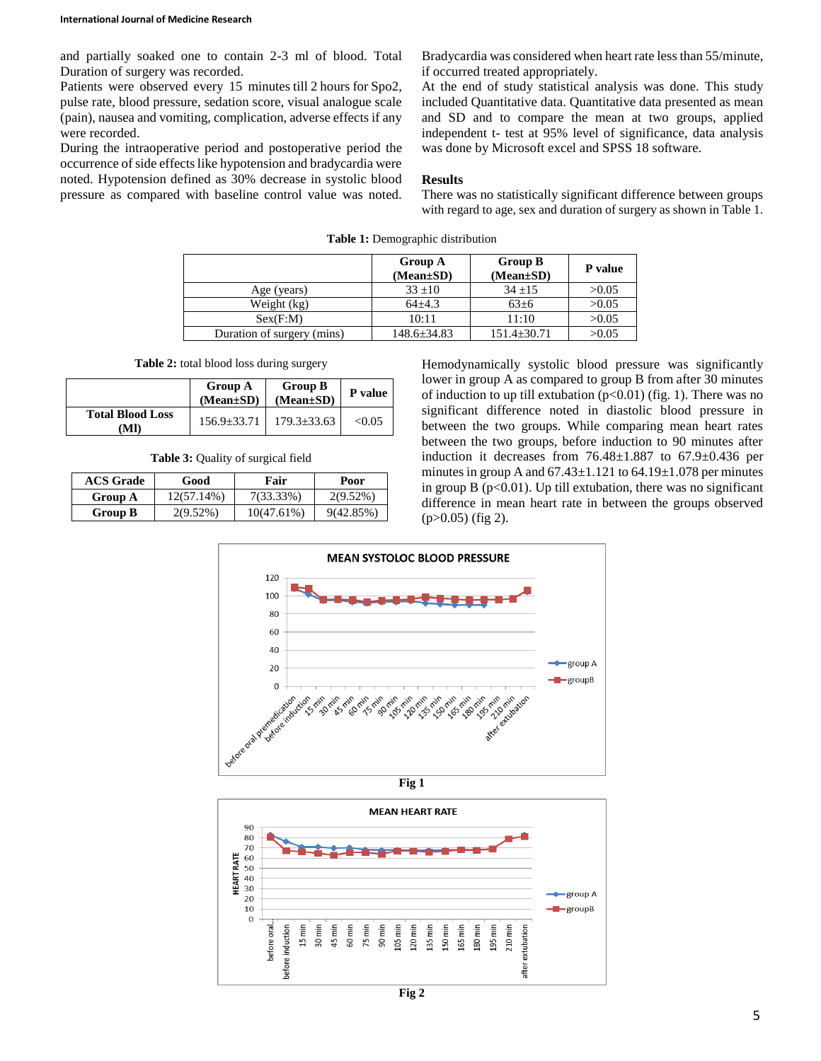and partially soaked one to contain 2-3 ml of blood. Total Duration of surgery was recorded.

Patients were observed every 15 minutes till 2 hours for Spo2, pulse rate, blood pressure, sedation score, visual analogue scale (pain), nausea and vomiting, complication, adverse effects if any were recorded.

During the intraoperative period and postoperative period the occurrence of side effects like hypotension and bradycardia were noted. Hypotension defined as 30% decrease in systolic blood pressure as compared with baseline control value was noted. Bradycardia was considered when heart rate less than 55/minute, if occurred treated appropriately.

At the end of study statistical analysis was done. This study included Quantitative data. Quantitative data presented as mean and SD and to compare the mean at two groups, applied independent t- test at 95% level of significance, data analysis was done by Microsoft excel and SPSS 18 software.

## Results

There was no statistically significant difference between groups with regard to age, sex and duration of surgery as shown in Table 1.

**Table 1:** Demographic distribution

| | Group A (Mean±SD) | Group B (Mean±SD) | P value |
|---|---|---|---|
| Age (years) | 33 ±10 | 34 ±15 | >0.05 |
| Weight (kg) | 64±4.3 | 63±6 | >0.05 |
| Sex(F:M) | 10:11 | 11:10 | >0.05 |
| Duration of surgery (mins) | 148.6±34.83 | 151.4±30.71 | >0.05 |

**Table 2:** total blood loss during surgery

| | Group A (Mean±SD) | Group B (Mean±SD) | P value |
|---|---|---|---|
| **Total Blood Loss (Ml)** | 156.9±33.71 | 179.3±33.63 | <0.05 |

**Table 3:** Quality of surgical field

| ACS Grade | Good | Fair | Poor |
|---|---|---|---|
| **Group A** | 12(57.14%) | 7(33.33%) | 2(9.52%) |
| **Group B** | 2(9.52%) | 10(47.61%) | 9(42.85%) |

Hemodynamically systolic blood pressure was significantly lower in group A as compared to group B from after 30 minutes of induction to up till extubation ($p<0.01$) (fig. 1). There was no significant difference noted in diastolic blood pressure in between the two groups. While comparing mean heart rates between the two groups, before induction to 90 minutes after induction it decreases from 76.48±1.887 to 67.9±0.436 per minutes in group A and 67.43±1.121 to 64.19±1.078 per minutes in group B ($p<0.01$). Up till extubation, there was no significant difference in mean heart rate in between the groups observed ($p>0.05$) (fig 2).

**Fig 1**

**Fig 2**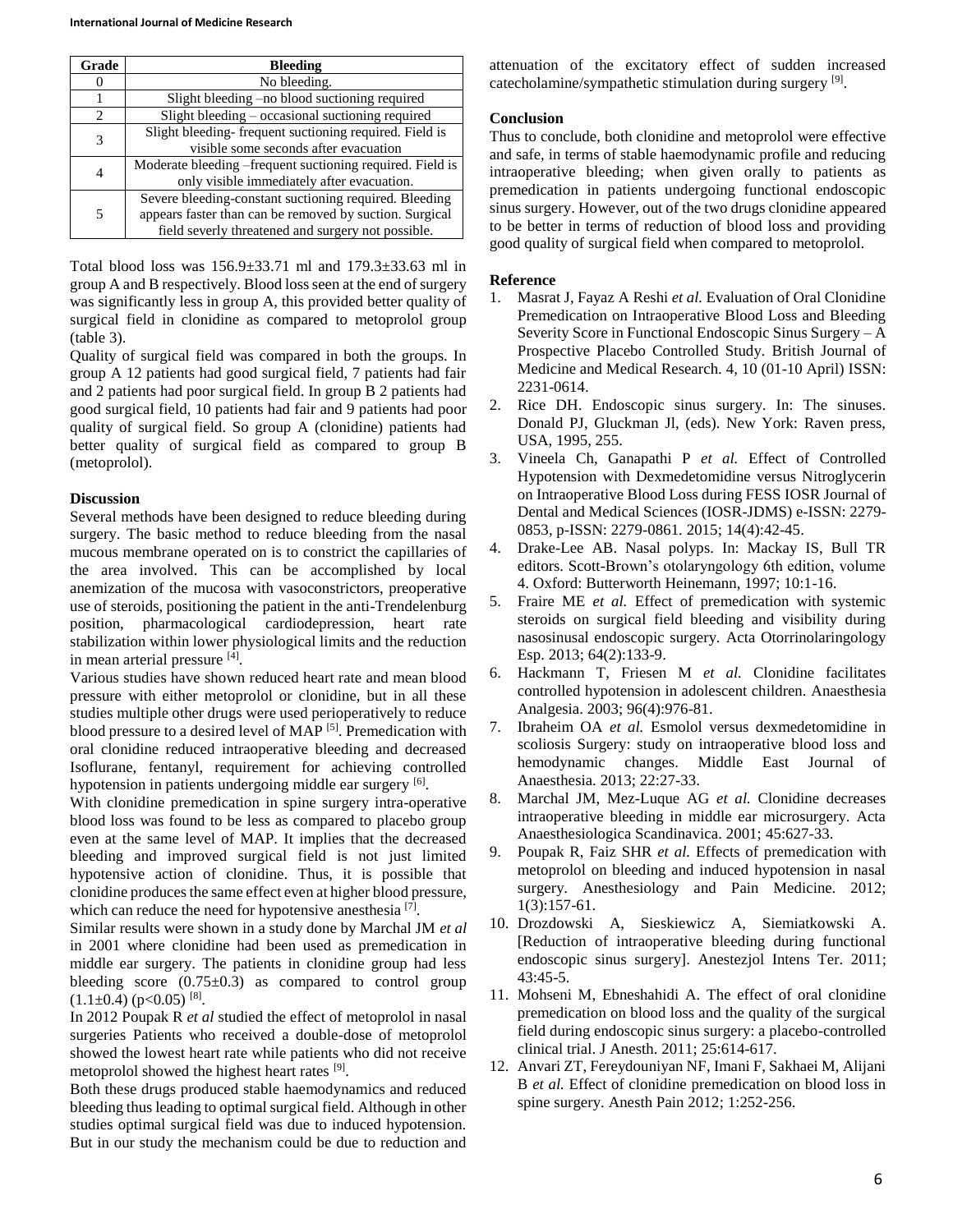| Grade | Bleeding |
|---|---|
| 0 | No bleeding. |
| 1 | Slight bleeding –no blood suctioning required |
| 2 | Slight bleeding – occasional suctioning required |
| 3 | Slight bleeding- frequent suctioning required. Field is visible some seconds after evacuation |
| 4 | Moderate bleeding –frequent suctioning required. Field is only visible immediately after evacuation. |
| 5 | Severe bleeding-constant suctioning required. Bleeding appears faster than can be removed by suction. Surgical field severly threatened and surgery not possible. |

Total blood loss was 156.9±33.71 ml and 179.3±33.63 ml in group A and B respectively. Blood loss seen at the end of surgery was significantly less in group A, this provided better quality of surgical field in clonidine as compared to metoprolol group (table 3).

Quality of surgical field was compared in both the groups. In group A 12 patients had good surgical field, 7 patients had fair and 2 patients had poor surgical field. In group B 2 patients had good surgical field, 10 patients had fair and 9 patients had poor quality of surgical field. So group A (clonidine) patients had better quality of surgical field as compared to group B (metoprolol).

## Discussion

Several methods have been designed to reduce bleeding during surgery. The basic method to reduce bleeding from the nasal mucous membrane operated on is to constrict the capillaries of the area involved. This can be accomplished by local anemization of the mucosa with vasoconstrictors, preoperative use of steroids, positioning the patient in the anti-Trendelenburg position, pharmacological cardiodepression, heart rate stabilization within lower physiological limits and the reduction in mean arterial pressure [4].

Various studies have shown reduced heart rate and mean blood pressure with either metoprolol or clonidine, but in all these studies multiple other drugs were used perioperatively to reduce blood pressure to a desired level of MAP [5]. Premedication with oral clonidine reduced intraoperative bleeding and decreased Isoflurane, fentanyl, requirement for achieving controlled hypotension in patients undergoing middle ear surgery [6].

With clonidine premedication in spine surgery intra-operative blood loss was found to be less as compared to placebo group even at the same level of MAP. It implies that the decreased bleeding and improved surgical field is not just limited hypotensive action of clonidine. Thus, it is possible that clonidine produces the same effect even at higher blood pressure, which can reduce the need for hypotensive anesthesia [7].

Similar results were shown in a study done by Marchal JM *et al* in 2001 where clonidine had been used as premedication in middle ear surgery. The patients in clonidine group had less bleeding score (0.75±0.3) as compared to control group (1.1±0.4) ($p<0.05$) [8].

In 2012 Poupak R *et al* studied the effect of metoprolol in nasal surgeries Patients who received a double-dose of metoprolol showed the lowest heart rate while patients who did not receive metoprolol showed the highest heart rates [9].

Both these drugs produced stable haemodynamics and reduced bleeding thus leading to optimal surgical field. Although in other studies optimal surgical field was due to induced hypotension. But in our study the mechanism could be due to reduction and attenuation of the excitatory effect of sudden increased catecholamine/sympathetic stimulation during surgery [9].

## Conclusion

Thus to conclude, both clonidine and metoprolol were effective and safe, in terms of stable haemodynamic profile and reducing intraoperative bleeding; when given orally to patients as premedication in patients undergoing functional endoscopic sinus surgery. However, out of the two drugs clonidine appeared to be better in terms of reduction of blood loss and providing good quality of surgical field when compared to metoprolol.

## Reference

1. Masrat J, Fayaz A Reshi *et al.* Evaluation of Oral Clonidine Premedication on Intraoperative Blood Loss and Bleeding Severity Score in Functional Endoscopic Sinus Surgery – A Prospective Placebo Controlled Study. British Journal of Medicine and Medical Research. 4, 10 (01-10 April) ISSN: 2231-0614.
2. Rice DH. Endoscopic sinus surgery. In: The sinuses. Donald PJ, Gluckman Jl, (eds). New York: Raven press, USA, 1995, 255.
3. Vineela Ch, Ganapathi P *et al.* Effect of Controlled Hypotension with Dexmedetomidine versus Nitroglycerin on Intraoperative Blood Loss during FESS IOSR Journal of Dental and Medical Sciences (IOSR-JDMS) e-ISSN: 2279-0853, p-ISSN: 2279-0861. 2015; 14(4):42-45.
4. Drake-Lee AB. Nasal polyps. In: Mackay IS, Bull TR editors. Scott-Brown's otolaryngology 6th edition, volume 4. Oxford: Butterworth Heinemann, 1997; 10:1-16.
5. Fraire ME *et al.* Effect of premedication with systemic steroids on surgical field bleeding and visibility during nasosinusal endoscopic surgery. Acta Otorrinolaringology Esp. 2013; 64(2):133-9.
6. Hackmann T, Friesen M *et al.* Clonidine facilitates controlled hypotension in adolescent children. Anaesthesia Analgesia. 2003; 96(4):976-81.
7. Ibraheim OA *et al.* Esmolol versus dexmedetomidine in scoliosis Surgery: study on intraoperative blood loss and hemodynamic changes. Middle East Journal of Anaesthesia. 2013; 22:27-33.
8. Marchal JM, Mez-Luque AG *et al.* Clonidine decreases intraoperative bleeding in middle ear microsurgery. Acta Anaesthesiologica Scandinavica. 2001; 45:627-33.
9. Poupak R, Faiz SHR *et al.* Effects of premedication with metoprolol on bleeding and induced hypotension in nasal surgery. Anesthesiology and Pain Medicine. 2012; 1(3):157-61.
10. Drozdowski A, Sieskiewicz A, Siemiatkowski A. [Reduction of intraoperative bleeding during functional endoscopic sinus surgery]. Anestezjol Intens Ter. 2011; 43:45-5.
11. Mohseni M, Ebneshahidi A. The effect of oral clonidine premedication on blood loss and the quality of the surgical field during endoscopic sinus surgery: a placebo-controlled clinical trial. J Anesth. 2011; 25:614-617.
12. Anvari ZT, Fereydouniyan NF, Imani F, Sakhaei M, Alijani B *et al.* Effect of clonidine premedication on blood loss in spine surgery. Anesth Pain 2012; 1:252-256.